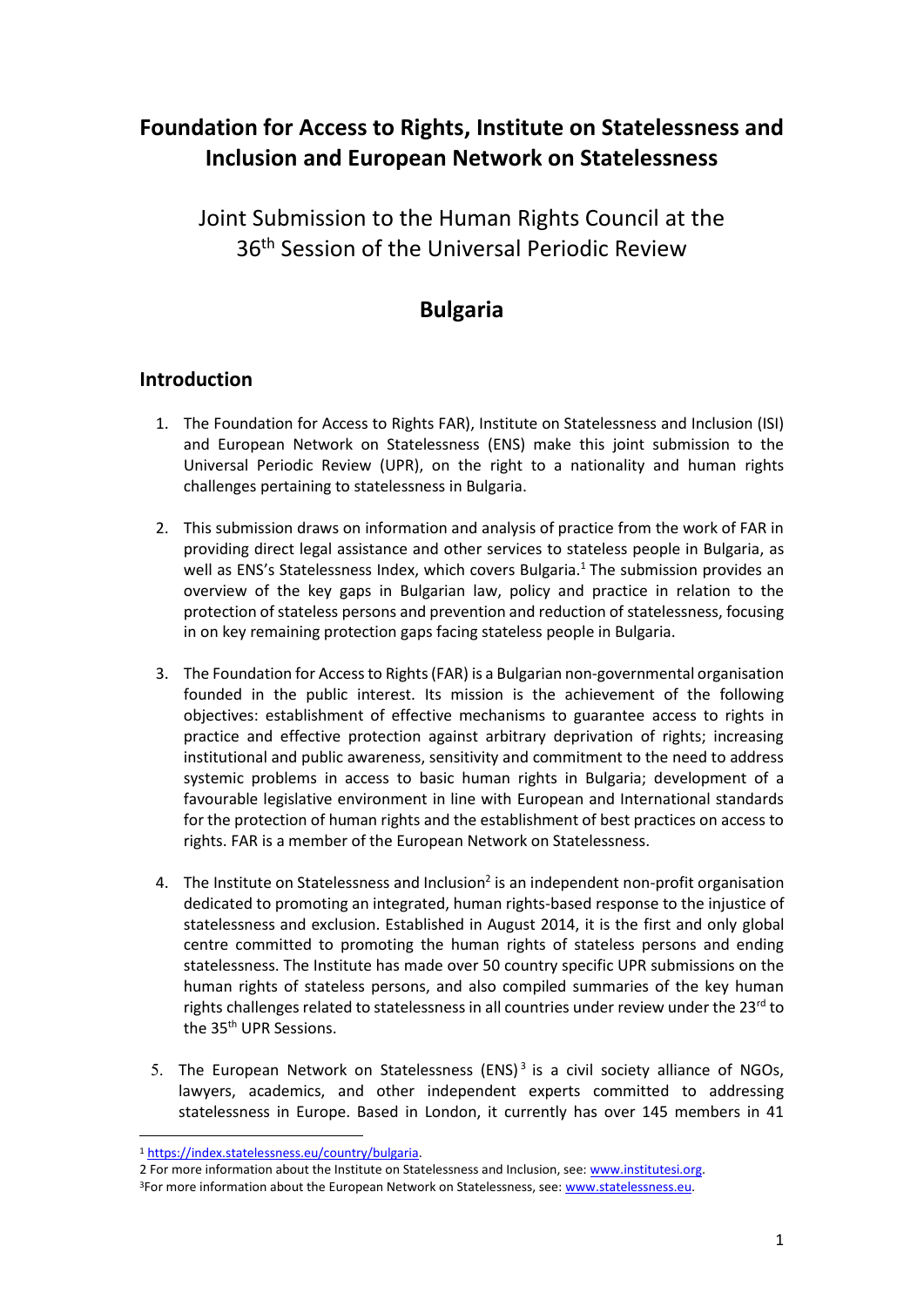# Foundation for Access to Rights, Institute on Statelessness and Inclusion and European Network on Statelessness

## Joint Submission to the Human Rights Council at the 36th Session of the Universal Periodic Review

# Bulgaria

## Introduction

1. The Foundation for Access to Rights FAR), Institute on Statelessness and Inclusion (ISI) and European Network on Statelessness (ENS) make this joint submission to the Universal Periodic Review (UPR), on the right to a nationality and human rights challenges pertaining to statelessness in Bulgaria.

2. This submission draws on information and analysis of practice from the work of FAR in providing direct legal assistance and other services to stateless people in Bulgaria, as well as ENS's Statelessness Index, which covers Bulgaria.[1] The submission provides an overview of the key gaps in Bulgarian law, policy and practice in relation to the protection of stateless persons and prevention and reduction of statelessness, focusing in on key remaining protection gaps facing stateless people in Bulgaria.

3. The Foundation for Access to Rights (FAR) is a Bulgarian non-governmental organisation founded in the public interest. Its mission is the achievement of the following objectives: establishment of effective mechanisms to guarantee access to rights in practice and effective protection against arbitrary deprivation of rights; increasing institutional and public awareness, sensitivity and commitment to the need to address systemic problems in access to basic human rights in Bulgaria; development of a favourable legislative environment in line with European and International standards for the protection of human rights and the establishment of best practices on access to rights. FAR is a member of the European Network on Statelessness.

4. The Institute on Statelessness and Inclusion[2] is an independent non-profit organisation dedicated to promoting an integrated, human rights-based response to the injustice of statelessness and exclusion. Established in August 2014, it is the first and only global centre committed to promoting the human rights of stateless persons and ending statelessness. The Institute has made over 50 country specific UPR submissions on the human rights of stateless persons, and also compiled summaries of the key human rights challenges related to statelessness in all countries under review under the 23rd to the 35th UPR Sessions.

5. The European Network on Statelessness (ENS)[3] is a civil society alliance of NGOs, lawyers, academics, and other independent experts committed to addressing statelessness in Europe. Based in London, it currently has over 145 members in 41

---

[1] https://index.statelessness.eu/country/bulgaria.

[2] For more information about the Institute on Statelessness and Inclusion, see: www.institutesi.org.

[3] For more information about the European Network on Statelessness, see: www.statelessness.eu.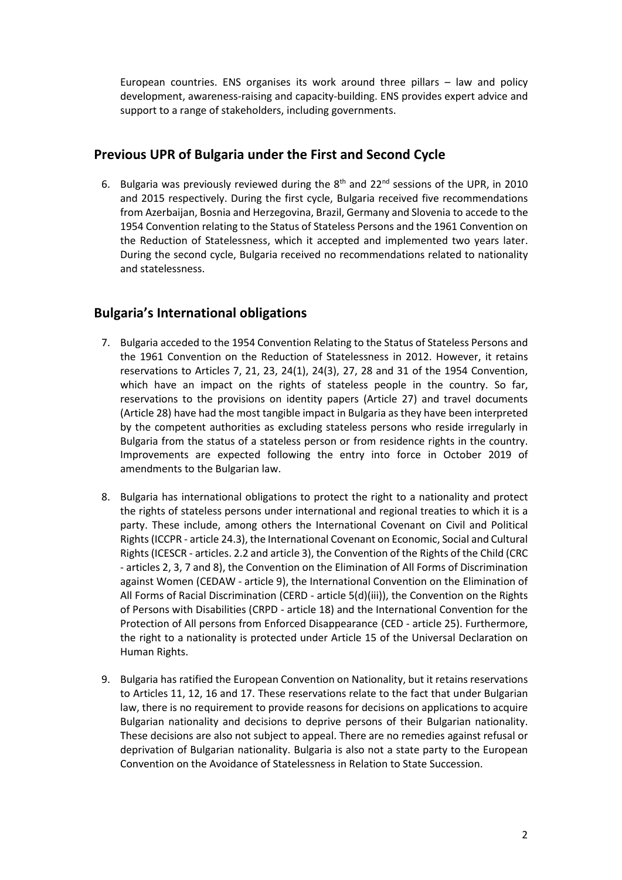European countries. ENS organises its work around three pillars – law and policy development, awareness-raising and capacity-building. ENS provides expert advice and support to a range of stakeholders, including governments.

## Previous UPR of Bulgaria under the First and Second Cycle

6. Bulgaria was previously reviewed during the 8th and 22nd sessions of the UPR, in 2010 and 2015 respectively. During the first cycle, Bulgaria received five recommendations from Azerbaijan, Bosnia and Herzegovina, Brazil, Germany and Slovenia to accede to the 1954 Convention relating to the Status of Stateless Persons and the 1961 Convention on the Reduction of Statelessness, which it accepted and implemented two years later. During the second cycle, Bulgaria received no recommendations related to nationality and statelessness.

## Bulgaria's International obligations

7. Bulgaria acceded to the 1954 Convention Relating to the Status of Stateless Persons and the 1961 Convention on the Reduction of Statelessness in 2012. However, it retains reservations to Articles 7, 21, 23, 24(1), 24(3), 27, 28 and 31 of the 1954 Convention, which have an impact on the rights of stateless people in the country. So far, reservations to the provisions on identity papers (Article 27) and travel documents (Article 28) have had the most tangible impact in Bulgaria as they have been interpreted by the competent authorities as excluding stateless persons who reside irregularly in Bulgaria from the status of a stateless person or from residence rights in the country. Improvements are expected following the entry into force in October 2019 of amendments to the Bulgarian law.

8. Bulgaria has international obligations to protect the right to a nationality and protect the rights of stateless persons under international and regional treaties to which it is a party. These include, among others the International Covenant on Civil and Political Rights (ICCPR - article 24.3), the International Covenant on Economic, Social and Cultural Rights (ICESCR - articles. 2.2 and article 3), the Convention of the Rights of the Child (CRC - articles 2, 3, 7 and 8), the Convention on the Elimination of All Forms of Discrimination against Women (CEDAW - article 9), the International Convention on the Elimination of All Forms of Racial Discrimination (CERD - article 5(d)(iii)), the Convention on the Rights of Persons with Disabilities (CRPD - article 18) and the International Convention for the Protection of All persons from Enforced Disappearance (CED - article 25). Furthermore, the right to a nationality is protected under Article 15 of the Universal Declaration on Human Rights.

9. Bulgaria has ratified the European Convention on Nationality, but it retains reservations to Articles 11, 12, 16 and 17. These reservations relate to the fact that under Bulgarian law, there is no requirement to provide reasons for decisions on applications to acquire Bulgarian nationality and decisions to deprive persons of their Bulgarian nationality. These decisions are also not subject to appeal. There are no remedies against refusal or deprivation of Bulgarian nationality. Bulgaria is also not a state party to the European Convention on the Avoidance of Statelessness in Relation to State Succession.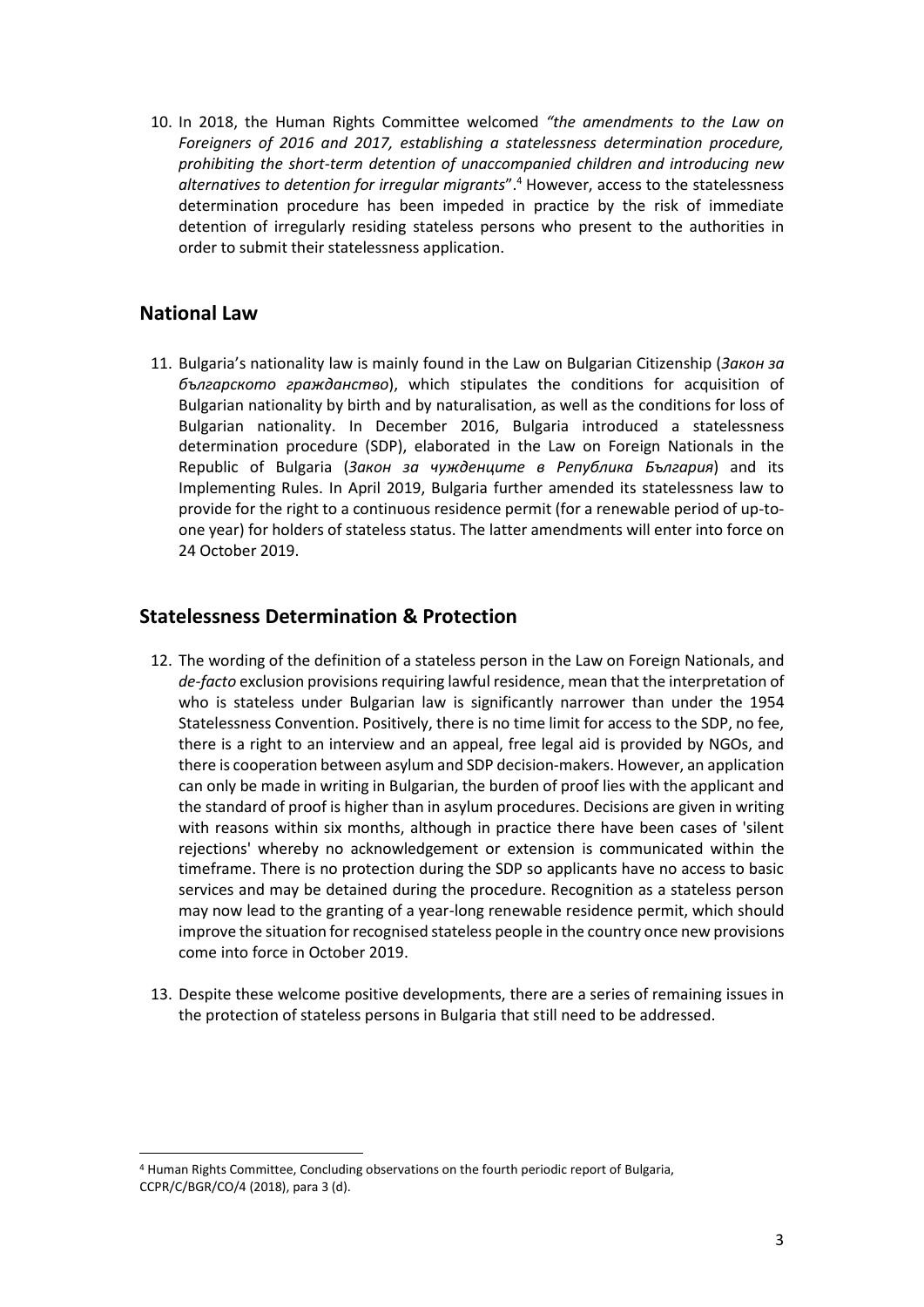10. In 2018, the Human Rights Committee welcomed *"the amendments to the Law on Foreigners of 2016 and 2017, establishing a statelessness determination procedure, prohibiting the short-term detention of unaccompanied children and introducing new alternatives to detention for irregular migrants*".[4] However, access to the statelessness determination procedure has been impeded in practice by the risk of immediate detention of irregularly residing stateless persons who present to the authorities in order to submit their statelessness application.

## National Law

11. Bulgaria's nationality law is mainly found in the Law on Bulgarian Citizenship (*Закон за българското гражданство*), which stipulates the conditions for acquisition of Bulgarian nationality by birth and by naturalisation, as well as the conditions for loss of Bulgarian nationality. In December 2016, Bulgaria introduced a statelessness determination procedure (SDP), elaborated in the Law on Foreign Nationals in the Republic of Bulgaria (*Закон за чужденците в Република България*) and its Implementing Rules. In April 2019, Bulgaria further amended its statelessness law to provide for the right to a continuous residence permit (for a renewable period of up-to-one year) for holders of stateless status. The latter amendments will enter into force on 24 October 2019.

## Statelessness Determination & Protection

12. The wording of the definition of a stateless person in the Law on Foreign Nationals, and *de-facto* exclusion provisions requiring lawful residence, mean that the interpretation of who is stateless under Bulgarian law is significantly narrower than under the 1954 Statelessness Convention. Positively, there is no time limit for access to the SDP, no fee, there is a right to an interview and an appeal, free legal aid is provided by NGOs, and there is cooperation between asylum and SDP decision-makers. However, an application can only be made in writing in Bulgarian, the burden of proof lies with the applicant and the standard of proof is higher than in asylum procedures. Decisions are given in writing with reasons within six months, although in practice there have been cases of 'silent rejections' whereby no acknowledgement or extension is communicated within the timeframe. There is no protection during the SDP so applicants have no access to basic services and may be detained during the procedure. Recognition as a stateless person may now lead to the granting of a year-long renewable residence permit, which should improve the situation for recognised stateless people in the country once new provisions come into force in October 2019.

13. Despite these welcome positive developments, there are a series of remaining issues in the protection of stateless persons in Bulgaria that still need to be addressed.

---

[4] Human Rights Committee, Concluding observations on the fourth periodic report of Bulgaria, CCPR/C/BGR/CO/4 (2018), para 3 (d).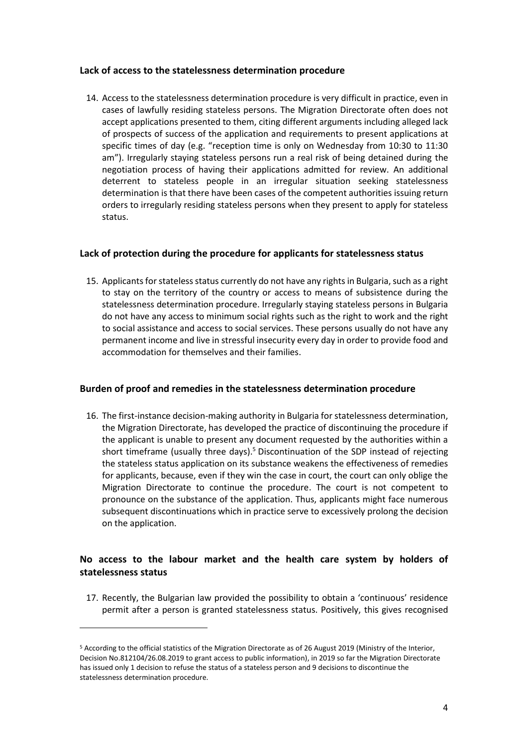### Lack of access to the statelessness determination procedure

14. Access to the statelessness determination procedure is very difficult in practice, even in cases of lawfully residing stateless persons. The Migration Directorate often does not accept applications presented to them, citing different arguments including alleged lack of prospects of success of the application and requirements to present applications at specific times of day (e.g. "reception time is only on Wednesday from 10:30 to 11:30 am"). Irregularly staying stateless persons run a real risk of being detained during the negotiation process of having their applications admitted for review. An additional deterrent to stateless people in an irregular situation seeking statelessness determination is that there have been cases of the competent authorities issuing return orders to irregularly residing stateless persons when they present to apply for stateless status.

### Lack of protection during the procedure for applicants for statelessness status

15. Applicants for stateless status currently do not have any rights in Bulgaria, such as a right to stay on the territory of the country or access to means of subsistence during the statelessness determination procedure. Irregularly staying stateless persons in Bulgaria do not have any access to minimum social rights such as the right to work and the right to social assistance and access to social services. These persons usually do not have any permanent income and live in stressful insecurity every day in order to provide food and accommodation for themselves and their families.

### Burden of proof and remedies in the statelessness determination procedure

16. The first-instance decision-making authority in Bulgaria for statelessness determination, the Migration Directorate, has developed the practice of discontinuing the procedure if the applicant is unable to present any document requested by the authorities within a short timeframe (usually three days).[5] Discontinuation of the SDP instead of rejecting the stateless status application on its substance weakens the effectiveness of remedies for applicants, because, even if they win the case in court, the court can only oblige the Migration Directorate to continue the procedure. The court is not competent to pronounce on the substance of the application. Thus, applicants might face numerous subsequent discontinuations which in practice serve to excessively prolong the decision on the application.

### No access to the labour market and the health care system by holders of statelessness status

17. Recently, the Bulgarian law provided the possibility to obtain a 'continuous' residence permit after a person is granted statelessness status. Positively, this gives recognised

---

[5] According to the official statistics of the Migration Directorate as of 26 August 2019 (Ministry of the Interior, Decision No.812104/26.08.2019 to grant access to public information), in 2019 so far the Migration Directorate has issued only 1 decision to refuse the status of a stateless person and 9 decisions to discontinue the statelessness determination procedure.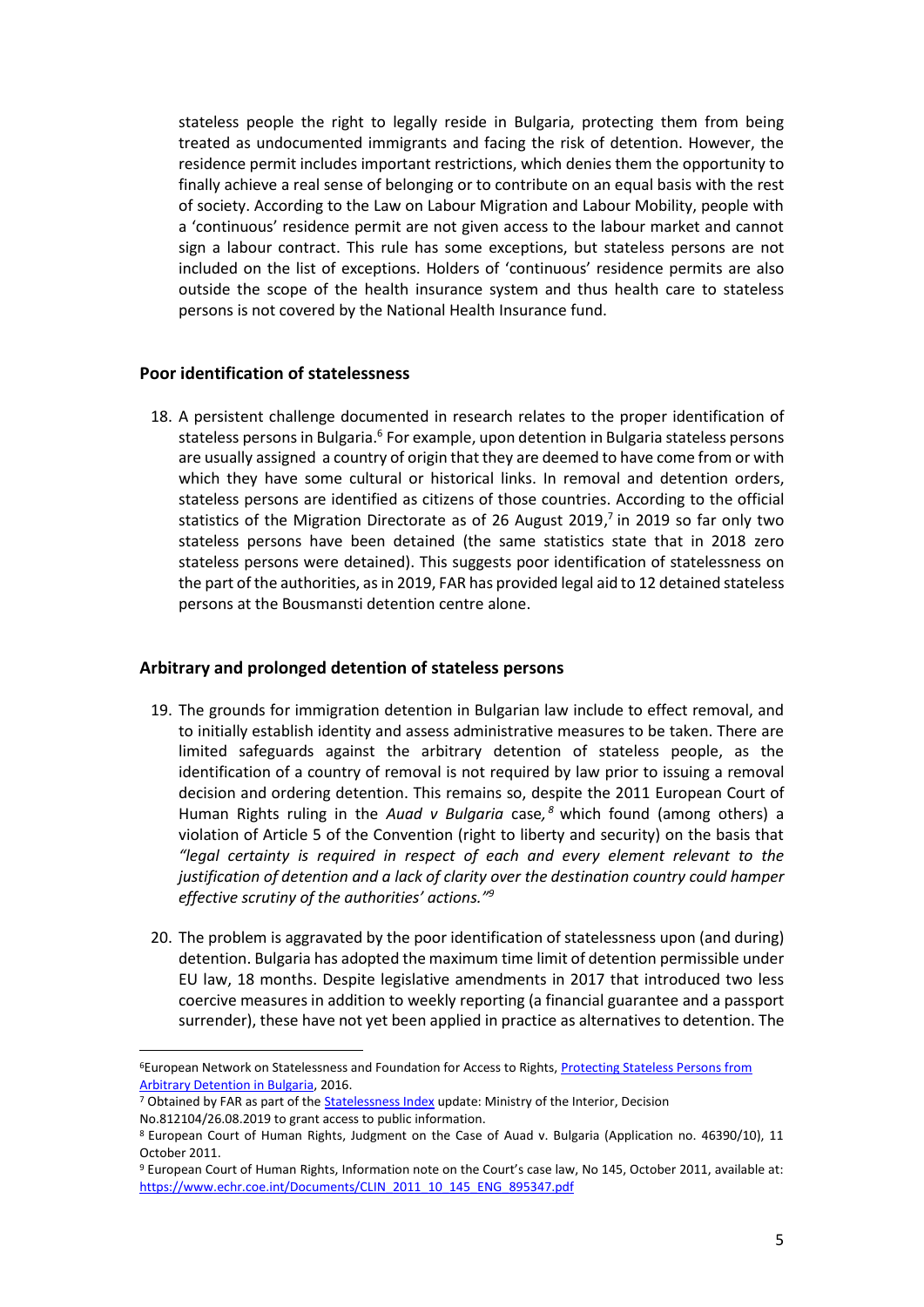stateless people the right to legally reside in Bulgaria, protecting them from being treated as undocumented immigrants and facing the risk of detention. However, the residence permit includes important restrictions, which denies them the opportunity to finally achieve a real sense of belonging or to contribute on an equal basis with the rest of society. According to the Law on Labour Migration and Labour Mobility, people with a 'continuous' residence permit are not given access to the labour market and cannot sign a labour contract. This rule has some exceptions, but stateless persons are not included on the list of exceptions. Holders of 'continuous' residence permits are also outside the scope of the health insurance system and thus health care to stateless persons is not covered by the National Health Insurance fund.

### Poor identification of statelessness

18. A persistent challenge documented in research relates to the proper identification of stateless persons in Bulgaria.[6] For example, upon detention in Bulgaria stateless persons are usually assigned a country of origin that they are deemed to have come from or with which they have some cultural or historical links. In removal and detention orders, stateless persons are identified as citizens of those countries. According to the official statistics of the Migration Directorate as of 26 August 2019,[7] in 2019 so far only two stateless persons have been detained (the same statistics state that in 2018 zero stateless persons were detained). This suggests poor identification of statelessness on the part of the authorities, as in 2019, FAR has provided legal aid to 12 detained stateless persons at the Bousmansti detention centre alone.

### Arbitrary and prolonged detention of stateless persons

19. The grounds for immigration detention in Bulgarian law include to effect removal, and to initially establish identity and assess administrative measures to be taken. There are limited safeguards against the arbitrary detention of stateless people, as the identification of a country of removal is not required by law prior to issuing a removal decision and ordering detention. This remains so, despite the 2011 European Court of Human Rights ruling in the *Auad v Bulgaria* case,[8] which found (among others) a violation of Article 5 of the Convention (right to liberty and security) on the basis that *"legal certainty is required in respect of each and every element relevant to the justification of detention and a lack of clarity over the destination country could hamper effective scrutiny of the authorities' actions."*[9]

20. The problem is aggravated by the poor identification of statelessness upon (and during) detention. Bulgaria has adopted the maximum time limit of detention permissible under EU law, 18 months. Despite legislative amendments in 2017 that introduced two less coercive measures in addition to weekly reporting (a financial guarantee and a passport surrender), these have not yet been applied in practice as alternatives to detention. The

---

[6] European Network on Statelessness and Foundation for Access to Rights, Protecting Stateless Persons from Arbitrary Detention in Bulgaria, 2016.

[7] Obtained by FAR as part of the Statelessness Index update: Ministry of the Interior, Decision No.812104/26.08.2019 to grant access to public information.

[8] European Court of Human Rights, Judgment on the Case of Auad v. Bulgaria (Application no. 46390/10), 11 October 2011.

[9] European Court of Human Rights, Information note on the Court's case law, No 145, October 2011, available at: https://www.echr.coe.int/Documents/CLIN_2011_10_145_ENG_895347.pdf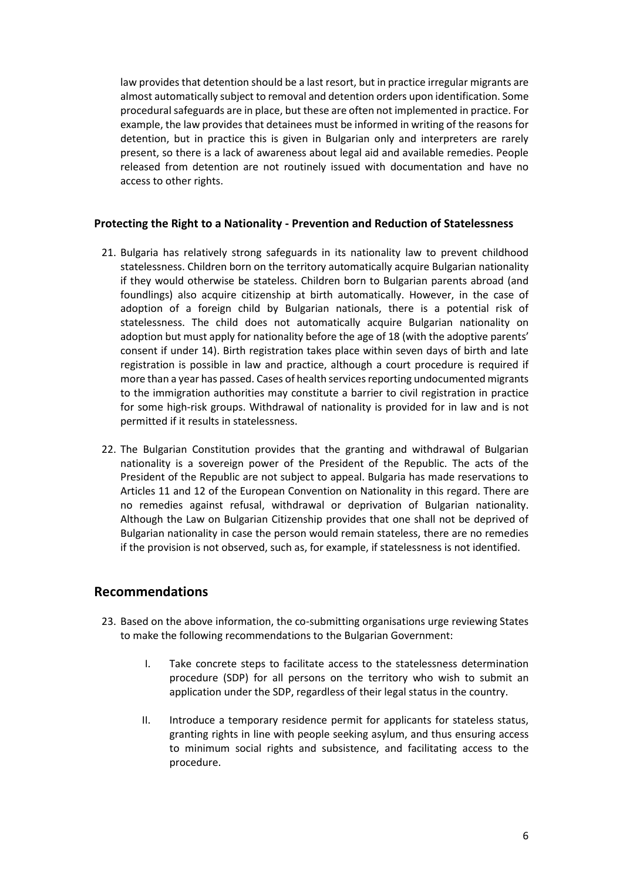law provides that detention should be a last resort, but in practice irregular migrants are almost automatically subject to removal and detention orders upon identification. Some procedural safeguards are in place, but these are often not implemented in practice. For example, the law provides that detainees must be informed in writing of the reasons for detention, but in practice this is given in Bulgarian only and interpreters are rarely present, so there is a lack of awareness about legal aid and available remedies. People released from detention are not routinely issued with documentation and have no access to other rights.

### Protecting the Right to a Nationality - Prevention and Reduction of Statelessness

21. Bulgaria has relatively strong safeguards in its nationality law to prevent childhood statelessness. Children born on the territory automatically acquire Bulgarian nationality if they would otherwise be stateless. Children born to Bulgarian parents abroad (and foundlings) also acquire citizenship at birth automatically. However, in the case of adoption of a foreign child by Bulgarian nationals, there is a potential risk of statelessness. The child does not automatically acquire Bulgarian nationality on adoption but must apply for nationality before the age of 18 (with the adoptive parents' consent if under 14). Birth registration takes place within seven days of birth and late registration is possible in law and practice, although a court procedure is required if more than a year has passed. Cases of health services reporting undocumented migrants to the immigration authorities may constitute a barrier to civil registration in practice for some high-risk groups. Withdrawal of nationality is provided for in law and is not permitted if it results in statelessness.

22. The Bulgarian Constitution provides that the granting and withdrawal of Bulgarian nationality is a sovereign power of the President of the Republic. The acts of the President of the Republic are not subject to appeal. Bulgaria has made reservations to Articles 11 and 12 of the European Convention on Nationality in this regard. There are no remedies against refusal, withdrawal or deprivation of Bulgarian nationality. Although the Law on Bulgarian Citizenship provides that one shall not be deprived of Bulgarian nationality in case the person would remain stateless, there are no remedies if the provision is not observed, such as, for example, if statelessness is not identified.

## Recommendations

23. Based on the above information, the co-submitting organisations urge reviewing States to make the following recommendations to the Bulgarian Government:

    I. Take concrete steps to facilitate access to the statelessness determination procedure (SDP) for all persons on the territory who wish to submit an application under the SDP, regardless of their legal status in the country.

    II. Introduce a temporary residence permit for applicants for stateless status, granting rights in line with people seeking asylum, and thus ensuring access to minimum social rights and subsistence, and facilitating access to the procedure.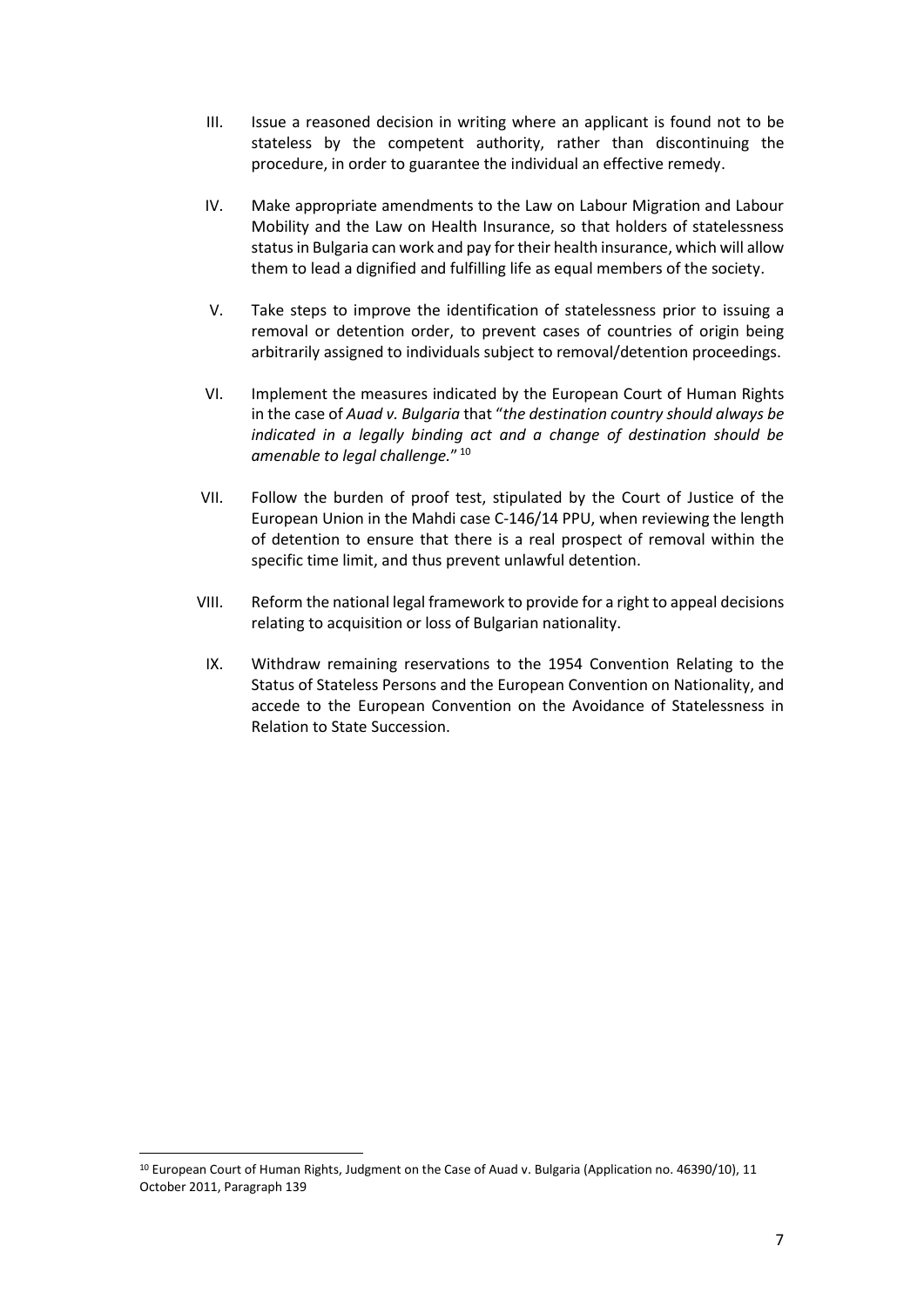III. Issue a reasoned decision in writing where an applicant is found not to be stateless by the competent authority, rather than discontinuing the procedure, in order to guarantee the individual an effective remedy.

IV. Make appropriate amendments to the Law on Labour Migration and Labour Mobility and the Law on Health Insurance, so that holders of statelessness status in Bulgaria can work and pay for their health insurance, which will allow them to lead a dignified and fulfilling life as equal members of the society.

V. Take steps to improve the identification of statelessness prior to issuing a removal or detention order, to prevent cases of countries of origin being arbitrarily assigned to individuals subject to removal/detention proceedings.

VI. Implement the measures indicated by the European Court of Human Rights in the case of *Auad v. Bulgaria* that "*the destination country should always be indicated in a legally binding act and a change of destination should be amenable to legal challenge.*" [10]

VII. Follow the burden of proof test, stipulated by the Court of Justice of the European Union in the Mahdi case C-146/14 PPU, when reviewing the length of detention to ensure that there is a real prospect of removal within the specific time limit, and thus prevent unlawful detention.

VIII. Reform the national legal framework to provide for a right to appeal decisions relating to acquisition or loss of Bulgarian nationality.

IX. Withdraw remaining reservations to the 1954 Convention Relating to the Status of Stateless Persons and the European Convention on Nationality, and accede to the European Convention on the Avoidance of Statelessness in Relation to State Succession.

---

[10] European Court of Human Rights, Judgment on the Case of Auad v. Bulgaria (Application no. 46390/10), 11 October 2011, Paragraph 139